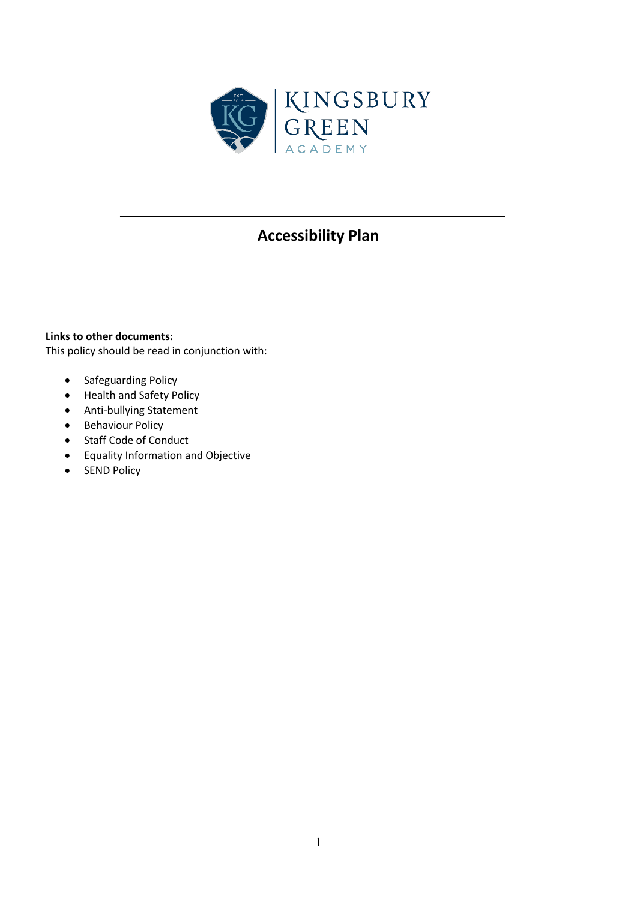KINGSBURY GREEN ACADEMY

# Accessibility Plan

**Links to other documents:**
This policy should be read in conjunction with:

- Safeguarding Policy
- Health and Safety Policy
- Anti-bullying Statement
- Behaviour Policy
- Staff Code of Conduct
- Equality Information and Objective
- SEND Policy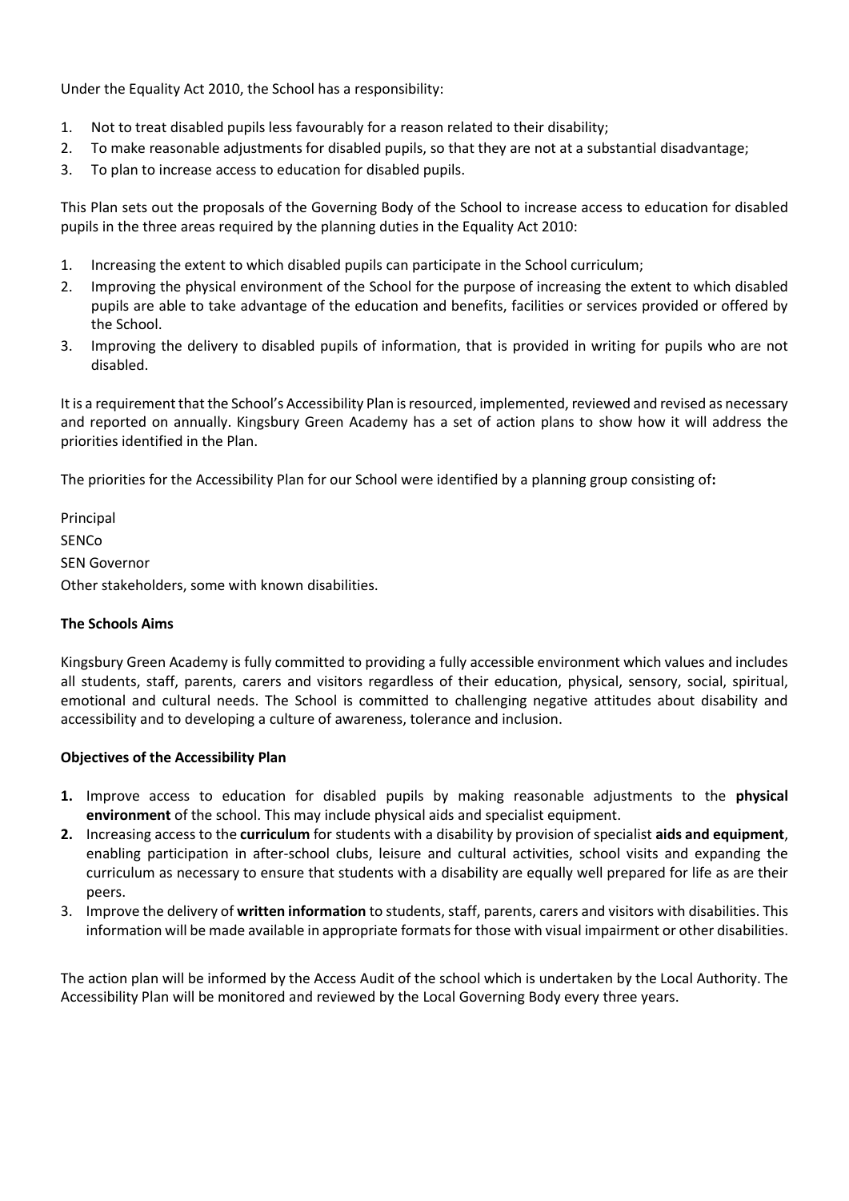Under the Equality Act 2010, the School has a responsibility:

1. Not to treat disabled pupils less favourably for a reason related to their disability;
2. To make reasonable adjustments for disabled pupils, so that they are not at a substantial disadvantage;
3. To plan to increase access to education for disabled pupils.

This Plan sets out the proposals of the Governing Body of the School to increase access to education for disabled pupils in the three areas required by the planning duties in the Equality Act 2010:

1. Increasing the extent to which disabled pupils can participate in the School curriculum;
2. Improving the physical environment of the School for the purpose of increasing the extent to which disabled pupils are able to take advantage of the education and benefits, facilities or services provided or offered by the School.
3. Improving the delivery to disabled pupils of information, that is provided in writing for pupils who are not disabled.

It is a requirement that the School's Accessibility Plan is resourced, implemented, reviewed and revised as necessary and reported on annually. Kingsbury Green Academy has a set of action plans to show how it will address the priorities identified in the Plan.

The priorities for the Accessibility Plan for our School were identified by a planning group consisting of**:**

Principal
SENCo
SEN Governor
Other stakeholders, some with known disabilities.

**The Schools Aims**

Kingsbury Green Academy is fully committed to providing a fully accessible environment which values and includes all students, staff, parents, carers and visitors regardless of their education, physical, sensory, social, spiritual, emotional and cultural needs. The School is committed to challenging negative attitudes about disability and accessibility and to developing a culture of awareness, tolerance and inclusion.

**Objectives of the Accessibility Plan**

1. Improve access to education for disabled pupils by making reasonable adjustments to the **physical environment** of the school. This may include physical aids and specialist equipment.
2. Increasing access to the **curriculum** for students with a disability by provision of specialist **aids and equipment**, enabling participation in after-school clubs, leisure and cultural activities, school visits and expanding the curriculum as necessary to ensure that students with a disability are equally well prepared for life as are their peers.
3. Improve the delivery of **written information** to students, staff, parents, carers and visitors with disabilities. This information will be made available in appropriate formats for those with visual impairment or other disabilities.

The action plan will be informed by the Access Audit of the school which is undertaken by the Local Authority. The Accessibility Plan will be monitored and reviewed by the Local Governing Body every three years.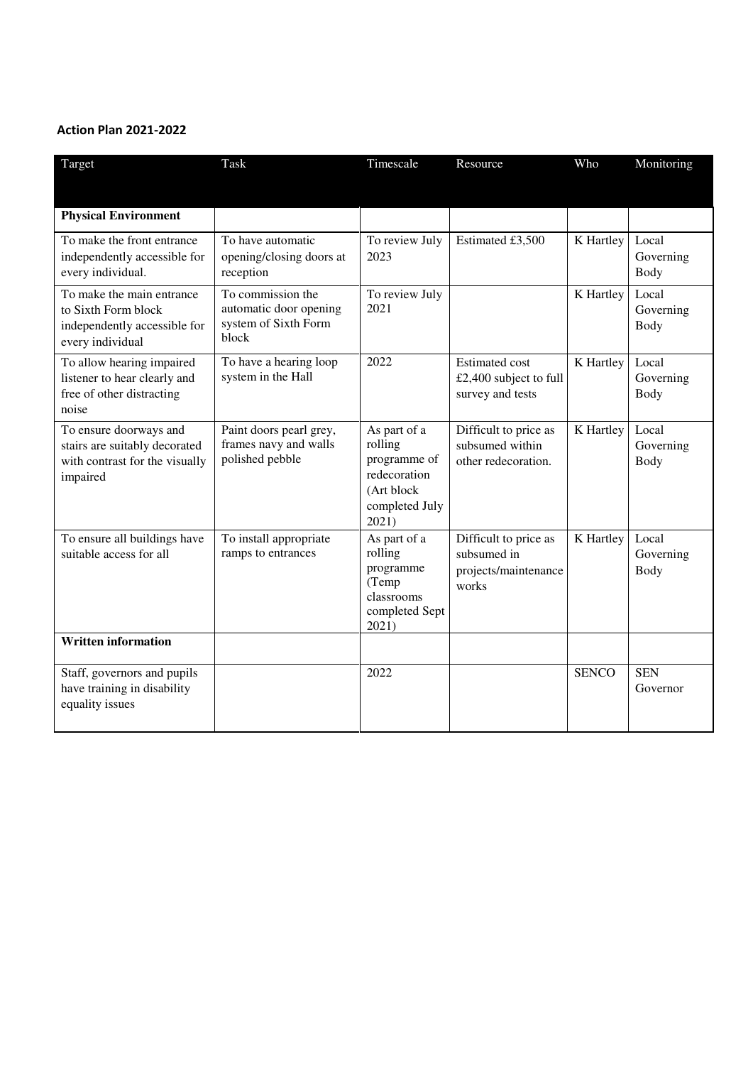**Action Plan 2021-2022**

| Target | Task | Timescale | Resource | Who | Monitoring |
|---|---|---|---|---|---|
| **Physical Environment** | | | | | |
| To make the front entrance independently accessible for every individual. | To have automatic opening/closing doors at reception | To review July 2023 | Estimated £3,500 | K Hartley | Local Governing Body |
| To make the main entrance to Sixth Form block independently accessible for every individual | To commission the automatic door opening system of Sixth Form block | To review July 2021 | | K Hartley | Local Governing Body |
| To allow hearing impaired listener to hear clearly and free of other distracting noise | To have a hearing loop system in the Hall | 2022 | Estimated cost £2,400 subject to full survey and tests | K Hartley | Local Governing Body |
| To ensure doorways and stairs are suitably decorated with contrast for the visually impaired | Paint doors pearl grey, frames navy and walls polished pebble | As part of a rolling programme of redecoration (Art block completed July 2021) | Difficult to price as subsumed within other redecoration. | K Hartley | Local Governing Body |
| To ensure all buildings have suitable access for all | To install appropriate ramps to entrances | As part of a rolling programme (Temp classrooms completed Sept 2021) | Difficult to price as subsumed in projects/maintenance works | K Hartley | Local Governing Body |
| **Written information** | | | | | |
| Staff, governors and pupils have training in disability equality issues | | 2022 | | SENCO | SEN Governor |